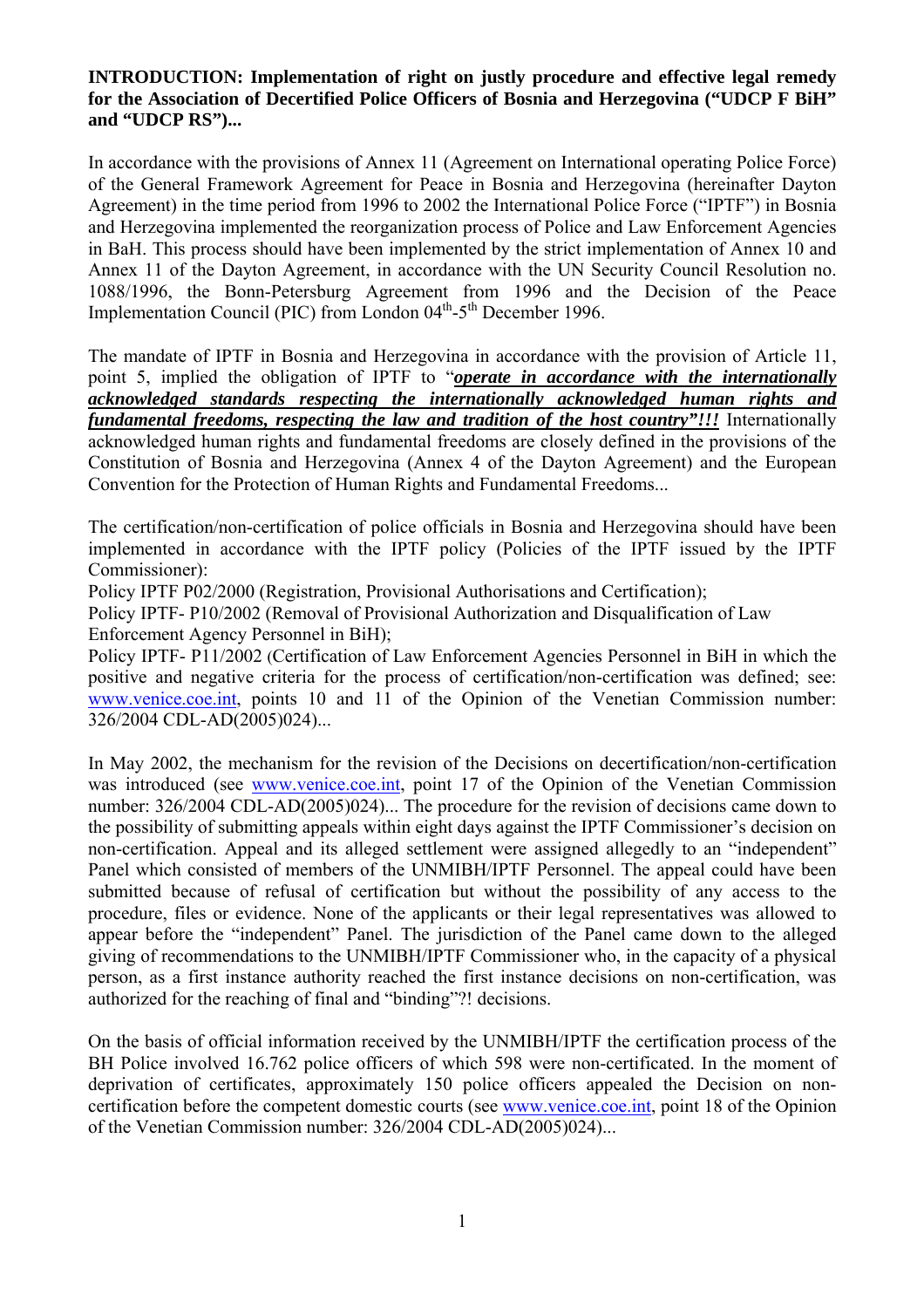**INTRODUCTION: Implementation of right on justly procedure and effective legal remedy for the Association of Decertified Police Officers of Bosnia and Herzegovina ("UDCP F BiH" and "UDCP RS")...**

In accordance with the provisions of Annex 11 (Agreement on International operating Police Force) of the General Framework Agreement for Peace in Bosnia and Herzegovina (hereinafter Dayton Agreement) in the time period from 1996 to 2002 the International Police Force ("IPTF") in Bosnia and Herzegovina implemented the reorganization process of Police and Law Enforcement Agencies in BaH. This process should have been implemented by the strict implementation of Annex 10 and Annex 11 of the Dayton Agreement, in accordance with the UN Security Council Resolution no. 1088/1996, the Bonn-Petersburg Agreement from 1996 and the Decision of the Peace Implementation Council (PIC) from London 04th-5th December 1996.

The mandate of IPTF in Bosnia and Herzegovina in accordance with the provision of Article 11, point 5, implied the obligation of IPTF to "***operate in accordance with the internationally acknowledged standards respecting the internationally acknowledged human rights and fundamental freedoms, respecting the law and tradition of the host country"!!!*** Internationally acknowledged human rights and fundamental freedoms are closely defined in the provisions of the Constitution of Bosnia and Herzegovina (Annex 4 of the Dayton Agreement) and the European Convention for the Protection of Human Rights and Fundamental Freedoms...

The certification/non-certification of police officials in Bosnia and Herzegovina should have been implemented in accordance with the IPTF policy (Policies of the IPTF issued by the IPTF Commissioner):

Policy IPTF P02/2000 (Registration, Provisional Authorisations and Certification);

Policy IPTF- P10/2002 (Removal of Provisional Authorization and Disqualification of Law Enforcement Agency Personnel in BiH);

Policy IPTF- P11/2002 (Certification of Law Enforcement Agencies Personnel in BiH in which the positive and negative criteria for the process of certification/non-certification was defined; see: www.venice.coe.int, points 10 and 11 of the Opinion of the Venetian Commission number: 326/2004 CDL-AD(2005)024)...

In May 2002, the mechanism for the revision of the Decisions on decertification/non-certification was introduced (see www.venice.coe.int, point 17 of the Opinion of the Venetian Commission number: 326/2004 CDL-AD(2005)024)... The procedure for the revision of decisions came down to the possibility of submitting appeals within eight days against the IPTF Commissioner's decision on non-certification. Appeal and its alleged settlement were assigned allegedly to an "independent" Panel which consisted of members of the UNMIBH/IPTF Personnel. The appeal could have been submitted because of refusal of certification but without the possibility of any access to the procedure, files or evidence. None of the applicants or their legal representatives was allowed to appear before the "independent" Panel. The jurisdiction of the Panel came down to the alleged giving of recommendations to the UNMIBH/IPTF Commissioner who, in the capacity of a physical person, as a first instance authority reached the first instance decisions on non-certification, was authorized for the reaching of final and "binding"?! decisions.

On the basis of official information received by the UNMIBH/IPTF the certification process of the BH Police involved 16.762 police officers of which 598 were non-certificated. In the moment of deprivation of certificates, approximately 150 police officers appealed the Decision on non-certification before the competent domestic courts (see www.venice.coe.int, point 18 of the Opinion of the Venetian Commission number: 326/2004 CDL-AD(2005)024)...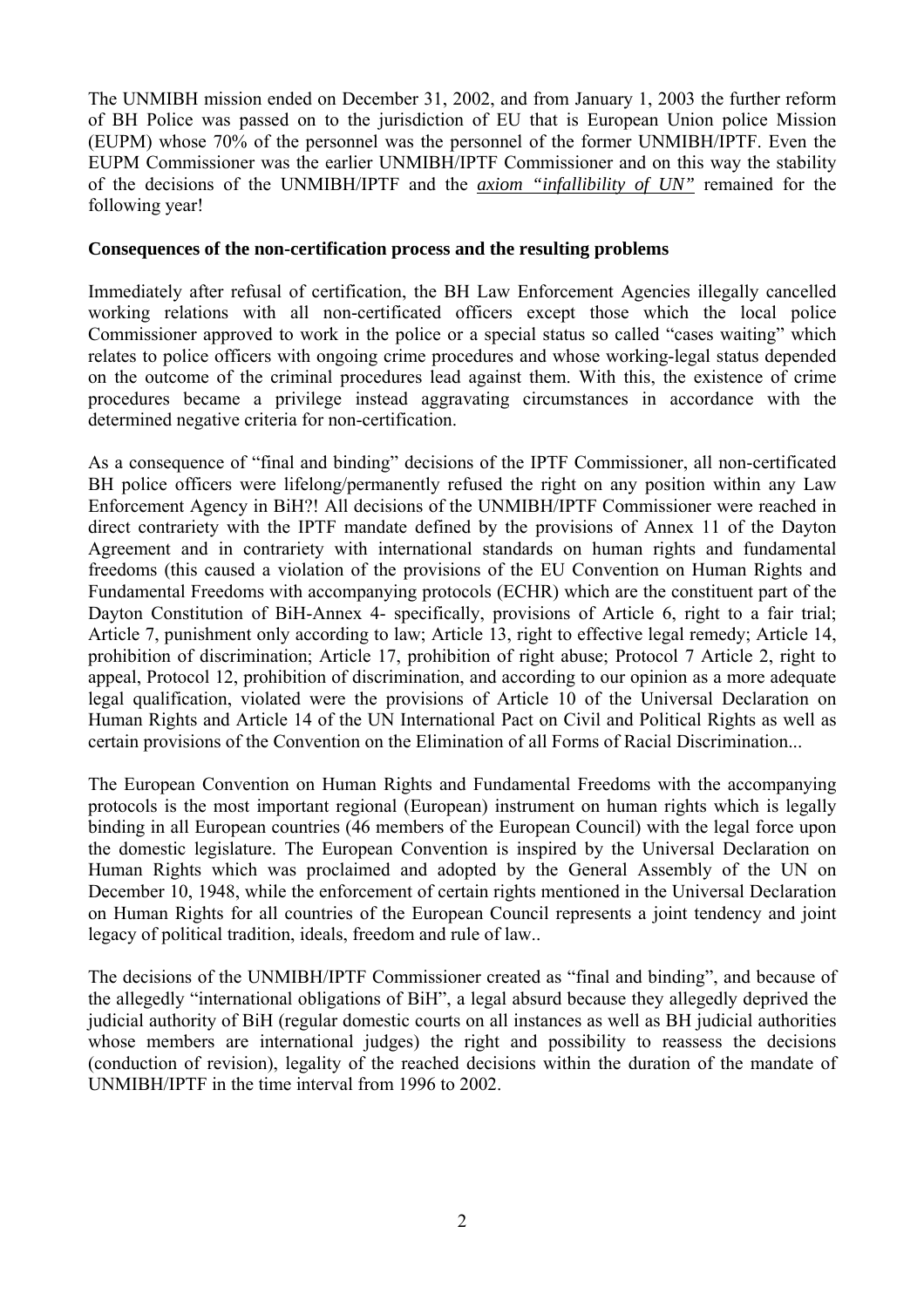The UNMIBH mission ended on December 31, 2002, and from January 1, 2003 the further reform of BH Police was passed on to the jurisdiction of EU that is European Union police Mission (EUPM) whose 70% of the personnel was the personnel of the former UNMIBH/IPTF. Even the EUPM Commissioner was the earlier UNMIBH/IPTF Commissioner and on this way the stability of the decisions of the UNMIBH/IPTF and the *axiom "infallibility of UN"* remained for the following year!

**Consequences of the non-certification process and the resulting problems**

Immediately after refusal of certification, the BH Law Enforcement Agencies illegally cancelled working relations with all non-certificated officers except those which the local police Commissioner approved to work in the police or a special status so called "cases waiting" which relates to police officers with ongoing crime procedures and whose working-legal status depended on the outcome of the criminal procedures lead against them. With this, the existence of crime procedures became a privilege instead aggravating circumstances in accordance with the determined negative criteria for non-certification.

As a consequence of "final and binding" decisions of the IPTF Commissioner, all non-certificated BH police officers were lifelong/permanently refused the right on any position within any Law Enforcement Agency in BiH?! All decisions of the UNMIBH/IPTF Commissioner were reached in direct contrariety with the IPTF mandate defined by the provisions of Annex 11 of the Dayton Agreement and in contrariety with international standards on human rights and fundamental freedoms (this caused a violation of the provisions of the EU Convention on Human Rights and Fundamental Freedoms with accompanying protocols (ECHR) which are the constituent part of the Dayton Constitution of BiH-Annex 4- specifically, provisions of Article 6, right to a fair trial; Article 7, punishment only according to law; Article 13, right to effective legal remedy; Article 14, prohibition of discrimination; Article 17, prohibition of right abuse; Protocol 7 Article 2, right to appeal, Protocol 12, prohibition of discrimination, and according to our opinion as a more adequate legal qualification, violated were the provisions of Article 10 of the Universal Declaration on Human Rights and Article 14 of the UN International Pact on Civil and Political Rights as well as certain provisions of the Convention on the Elimination of all Forms of Racial Discrimination...

The European Convention on Human Rights and Fundamental Freedoms with the accompanying protocols is the most important regional (European) instrument on human rights which is legally binding in all European countries (46 members of the European Council) with the legal force upon the domestic legislature. The European Convention is inspired by the Universal Declaration on Human Rights which was proclaimed and adopted by the General Assembly of the UN on December 10, 1948, while the enforcement of certain rights mentioned in the Universal Declaration on Human Rights for all countries of the European Council represents a joint tendency and joint legacy of political tradition, ideals, freedom and rule of law..

The decisions of the UNMIBH/IPTF Commissioner created as "final and binding", and because of the allegedly "international obligations of BiH", a legal absurd because they allegedly deprived the judicial authority of BiH (regular domestic courts on all instances as well as BH judicial authorities whose members are international judges) the right and possibility to reassess the decisions (conduction of revision), legality of the reached decisions within the duration of the mandate of UNMIBH/IPTF in the time interval from 1996 to 2002.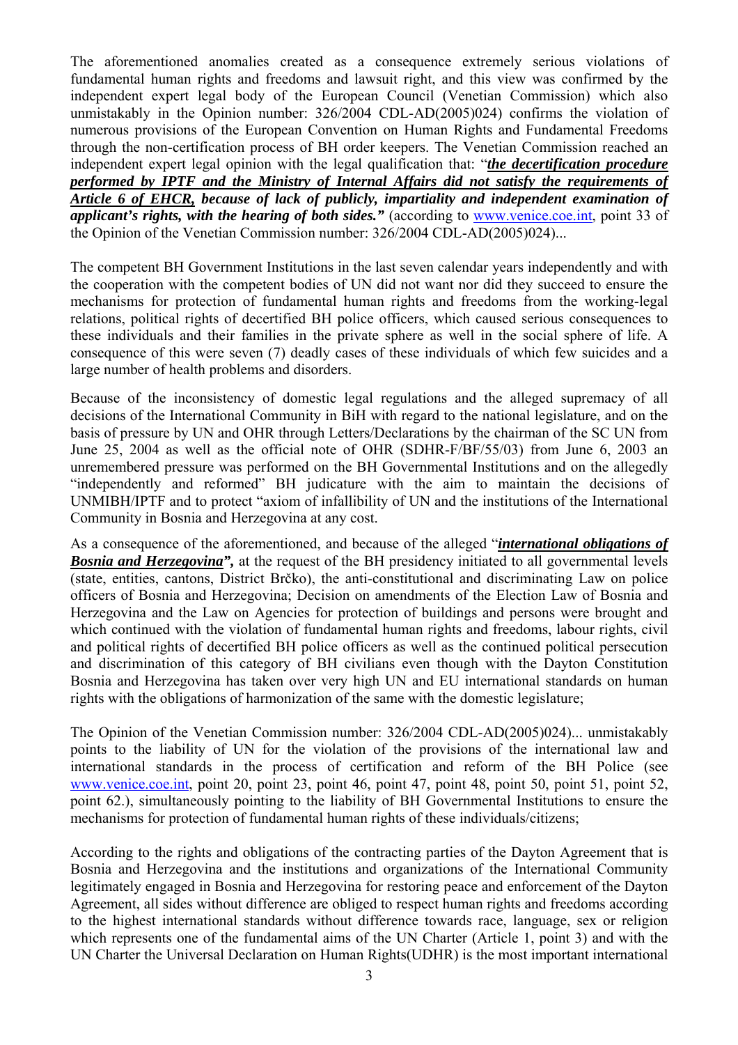The aforementioned anomalies created as a consequence extremely serious violations of fundamental human rights and freedoms and lawsuit right, and this view was confirmed by the independent expert legal body of the European Council (Venetian Commission) which also unmistakably in the Opinion number: 326/2004 CDL-AD(2005)024) confirms the violation of numerous provisions of the European Convention on Human Rights and Fundamental Freedoms through the non-certification process of BH order keepers. The Venetian Commission reached an independent expert legal opinion with the legal qualification that: "***the decertification procedure performed by IPTF and the Ministry of Internal Affairs did not satisfy the requirements of Article 6 of EHCR,*** ***because of lack of publicly, impartiality and independent examination of applicant's rights, with the hearing of both sides."*** (according to www.venice.coe.int, point 33 of the Opinion of the Venetian Commission number: 326/2004 CDL-AD(2005)024)...

The competent BH Government Institutions in the last seven calendar years independently and with the cooperation with the competent bodies of UN did not want nor did they succeed to ensure the mechanisms for protection of fundamental human rights and freedoms from the working-legal relations, political rights of decertified BH police officers, which caused serious consequences to these individuals and their families in the private sphere as well in the social sphere of life. A consequence of this were seven (7) deadly cases of these individuals of which few suicides and a large number of health problems and disorders.

Because of the inconsistency of domestic legal regulations and the alleged supremacy of all decisions of the International Community in BiH with regard to the national legislature, and on the basis of pressure by UN and OHR through Letters/Declarations by the chairman of the SC UN from June 25, 2004 as well as the official note of OHR (SDHR-F/BF/55/03) from June 6, 2003 an unremembered pressure was performed on the BH Governmental Institutions and on the allegedly "independently and reformed" BH judicature with the aim to maintain the decisions of UNMIBH/IPTF and to protect "axiom of infallibility of UN and the institutions of the International Community in Bosnia and Herzegovina at any cost.

As a consequence of the aforementioned, and because of the alleged "***international obligations of Bosnia and Herzegovina*",** at the request of the BH presidency initiated to all governmental levels (state, entities, cantons, District Brčko), the anti-constitutional and discriminating Law on police officers of Bosnia and Herzegovina; Decision on amendments of the Election Law of Bosnia and Herzegovina and the Law on Agencies for protection of buildings and persons were brought and which continued with the violation of fundamental human rights and freedoms, labour rights, civil and political rights of decertified BH police officers as well as the continued political persecution and discrimination of this category of BH civilians even though with the Dayton Constitution Bosnia and Herzegovina has taken over very high UN and EU international standards on human rights with the obligations of harmonization of the same with the domestic legislature;

The Opinion of the Venetian Commission number: 326/2004 CDL-AD(2005)024)... unmistakably points to the liability of UN for the violation of the provisions of the international law and international standards in the process of certification and reform of the BH Police (see www.venice.coe.int, point 20, point 23, point 46, point 47, point 48, point 50, point 51, point 52, point 62.), simultaneously pointing to the liability of BH Governmental Institutions to ensure the mechanisms for protection of fundamental human rights of these individuals/citizens;

According to the rights and obligations of the contracting parties of the Dayton Agreement that is Bosnia and Herzegovina and the institutions and organizations of the International Community legitimately engaged in Bosnia and Herzegovina for restoring peace and enforcement of the Dayton Agreement, all sides without difference are obliged to respect human rights and freedoms according to the highest international standards without difference towards race, language, sex or religion which represents one of the fundamental aims of the UN Charter (Article 1, point 3) and with the UN Charter the Universal Declaration on Human Rights(UDHR) is the most important international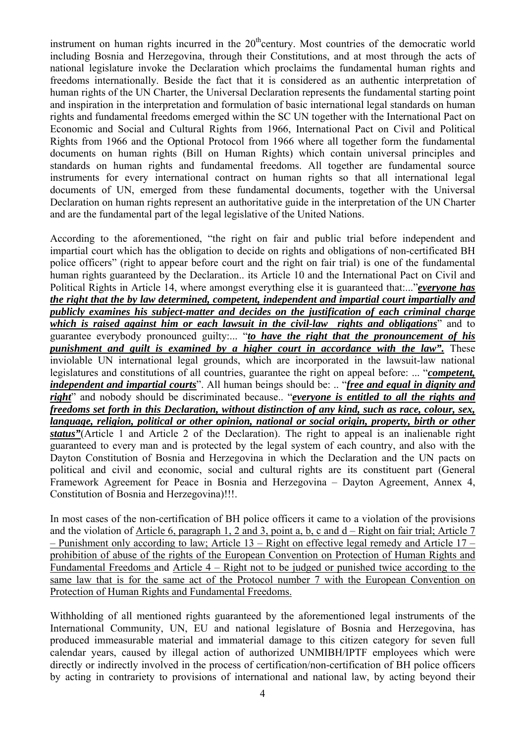instrument on human rights incurred in the 20$^{th}$century. Most countries of the democratic world including Bosnia and Herzegovina, through their Constitutions, and at most through the acts of national legislature invoke the Declaration which proclaims the fundamental human rights and freedoms internationally. Beside the fact that it is considered as an authentic interpretation of human rights of the UN Charter, the Universal Declaration represents the fundamental starting point and inspiration in the interpretation and formulation of basic international legal standards on human rights and fundamental freedoms emerged within the SC UN together with the International Pact on Economic and Social and Cultural Rights from 1966, International Pact on Civil and Political Rights from 1966 and the Optional Protocol from 1966 where all together form the fundamental documents on human rights (Bill on Human Rights) which contain universal principles and standards on human rights and fundamental freedoms. All together are fundamental source instruments for every international contract on human rights so that all international legal documents of UN, emerged from these fundamental documents, together with the Universal Declaration on human rights represent an authoritative guide in the interpretation of the UN Charter and are the fundamental part of the legal legislative of the United Nations.

According to the aforementioned, "the right on fair and public trial before independent and impartial court which has the obligation to decide on rights and obligations of non-certificated BH police officers" (right to appear before court and the right on fair trial) is one of the fundamental human rights guaranteed by the Declaration.. its Article 10 and the International Pact on Civil and Political Rights in Article 14, where amongst everything else it is guaranteed that:..."***everyone has the right that the by law determined, competent, independent and impartial court impartially and publicly examines his subject-matter and decides on the justification of each criminal charge which is raised against him or each lawsuit in the civil-law rights and obligations***" and to guarantee everybody pronounced guilty:... "***to have the right that the pronouncement of his punishment and guilt is examined by a higher court in accordance with the law".*** These inviolable UN international legal grounds, which are incorporated in the lawsuit-law national legislatures and constitutions of all countries, guarantee the right on appeal before: ... "***competent, independent and impartial courts***". All human beings should be: .. "***free and equal in dignity and right***" and nobody should be discriminated because.. "***everyone is entitled to all the rights and freedoms set forth in this Declaration, without distinction of any kind, such as race, colour, sex, language, religion, political or other opinion, national or social origin, property, birth or other status"***(Article 1 and Article 2 of the Declaration). The right to appeal is an inalienable right guaranteed to every man and is protected by the legal system of each country, and also with the Dayton Constitution of Bosnia and Herzegovina in which the Declaration and the UN pacts on political and civil and economic, social and cultural rights are its constituent part (General Framework Agreement for Peace in Bosnia and Herzegovina – Dayton Agreement, Annex 4, Constitution of Bosnia and Herzegovina)!!!.

In most cases of the non-certification of BH police officers it came to a violation of the provisions and the violation of Article 6, paragraph 1, 2 and 3, point a, b, c and d – Right on fair trial; Article 7 – Punishment only according to law; Article 13 – Right on effective legal remedy and Article 17 – prohibition of abuse of the rights of the European Convention on Protection of Human Rights and Fundamental Freedoms and Article 4 – Right not to be judged or punished twice according to the same law that is for the same act of the Protocol number 7 with the European Convention on Protection of Human Rights and Fundamental Freedoms.

Withholding of all mentioned rights guaranteed by the aforementioned legal instruments of the International Community, UN, EU and national legislature of Bosnia and Herzegovina, has produced immeasurable material and immaterial damage to this citizen category for seven full calendar years, caused by illegal action of authorized UNMIBH/IPTF employees which were directly or indirectly involved in the process of certification/non-certification of BH police officers by acting in contrariety to provisions of international and national law, by acting beyond their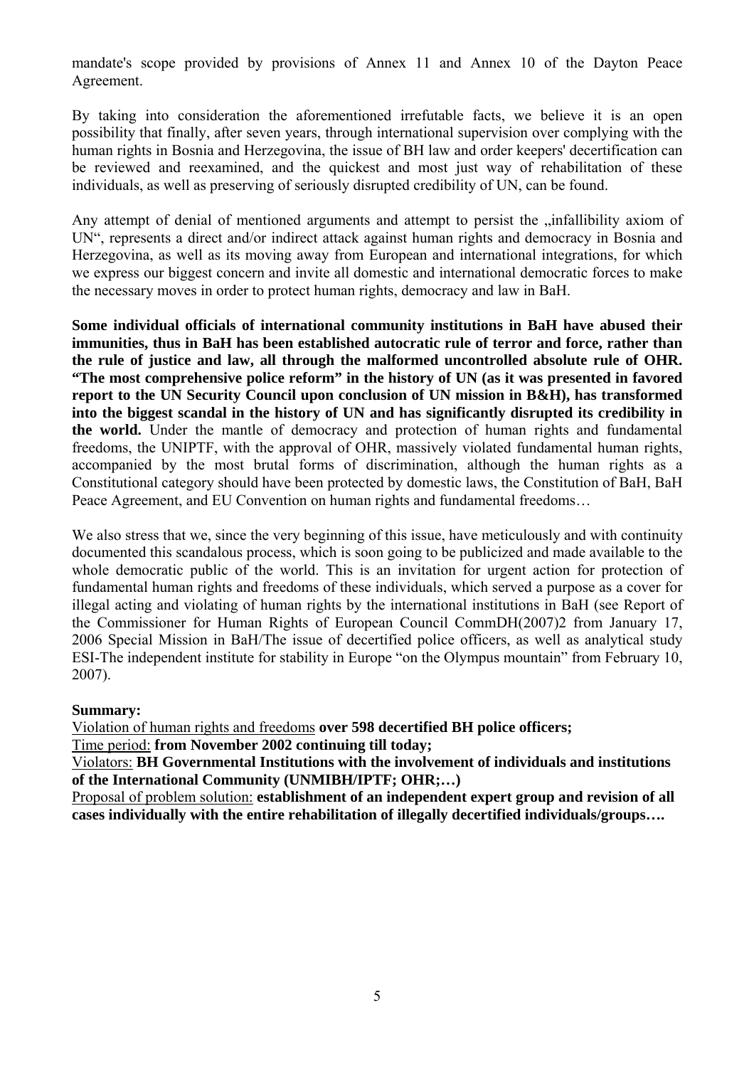mandate's scope provided by provisions of Annex 11 and Annex 10 of the Dayton Peace Agreement.

By taking into consideration the aforementioned irrefutable facts, we believe it is an open possibility that finally, after seven years, through international supervision over complying with the human rights in Bosnia and Herzegovina, the issue of BH law and order keepers' decertification can be reviewed and reexamined, and the quickest and most just way of rehabilitation of these individuals, as well as preserving of seriously disrupted credibility of UN, can be found.

Any attempt of denial of mentioned arguments and attempt to persist the „infallibility axiom of UN", represents a direct and/or indirect attack against human rights and democracy in Bosnia and Herzegovina, as well as its moving away from European and international integrations, for which we express our biggest concern and invite all domestic and international democratic forces to make the necessary moves in order to protect human rights, democracy and law in BaH.

**Some individual officials of international community institutions in BaH have abused their immunities, thus in BaH has been established autocratic rule of terror and force, rather than the rule of justice and law, all through the malformed uncontrolled absolute rule of OHR. "The most comprehensive police reform" in the history of UN (as it was presented in favored report to the UN Security Council upon conclusion of UN mission in B&H), has transformed into the biggest scandal in the history of UN and has significantly disrupted its credibility in the world.** Under the mantle of democracy and protection of human rights and fundamental freedoms, the UNIPTF, with the approval of OHR, massively violated fundamental human rights, accompanied by the most brutal forms of discrimination, although the human rights as a Constitutional category should have been protected by domestic laws, the Constitution of BaH, BaH Peace Agreement, and EU Convention on human rights and fundamental freedoms…

We also stress that we, since the very beginning of this issue, have meticulously and with continuity documented this scandalous process, which is soon going to be publicized and made available to the whole democratic public of the world. This is an invitation for urgent action for protection of fundamental human rights and freedoms of these individuals, which served a purpose as a cover for illegal acting and violating of human rights by the international institutions in BaH (see Report of the Commissioner for Human Rights of European Council CommDH(2007)2 from January 17, 2006 Special Mission in BaH/The issue of decertified police officers, as well as analytical study ESI-The independent institute for stability in Europe "on the Olympus mountain" from February 10, 2007).

**Summary:**

Violation of human rights and freedoms **over 598 decertified BH police officers;**

Time period: **from November 2002 continuing till today;**

Violators: **BH Governmental Institutions with the involvement of individuals and institutions of the International Community (UNMIBH/IPTF; OHR;…)**

Proposal of problem solution: **establishment of an independent expert group and revision of all cases individually with the entire rehabilitation of illegally decertified individuals/groups….**